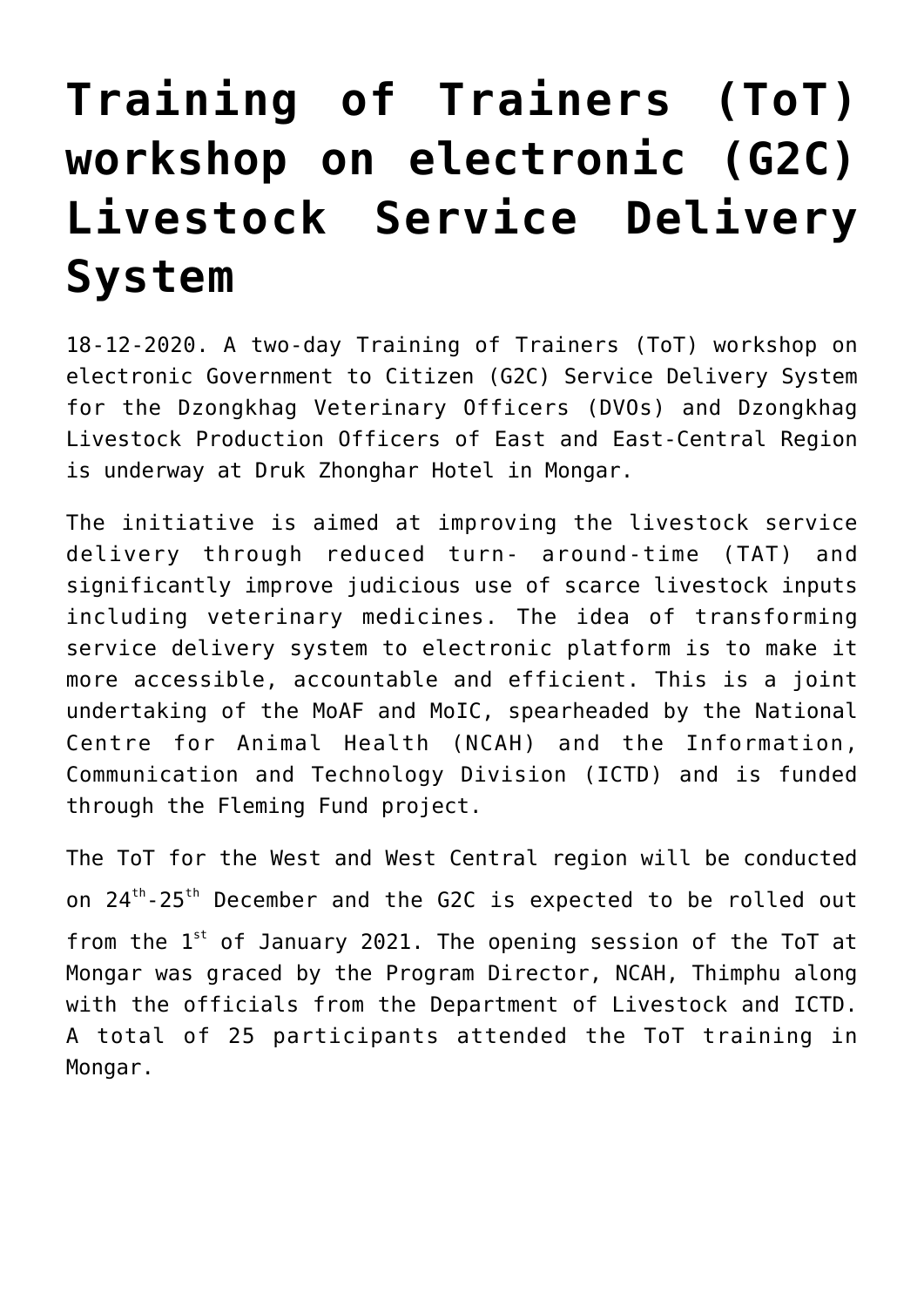# Training of Trainers (ToT) workshop on electronic (G2C) Livestock Service Delivery System

18-12-2020. A two-day Training of Trainers (ToT) workshop on electronic Government to Citizen (G2C) Service Delivery System for the Dzongkhag Veterinary Officers (DVOs) and Dzongkhag Livestock Production Officers of East and East-Central Region is underway at Druk Zhonghar Hotel in Mongar.

The initiative is aimed at improving the livestock service delivery through reduced turn- around-time (TAT) and significantly improve judicious use of scarce livestock inputs including veterinary medicines. The idea of transforming service delivery system to electronic platform is to make it more accessible, accountable and efficient. This is a joint undertaking of the MoAF and MoIC, spearheaded by the National Centre for Animal Health (NCAH) and the Information, Communication and Technology Division (ICTD) and is funded through the Fleming Fund project.

The ToT for the West and West Central region will be conducted on 24th-25th December and the G2C is expected to be rolled out from the 1st of January 2021. The opening session of the ToT at Mongar was graced by the Program Director, NCAH, Thimphu along with the officials from the Department of Livestock and ICTD. A total of 25 participants attended the ToT training in Mongar.